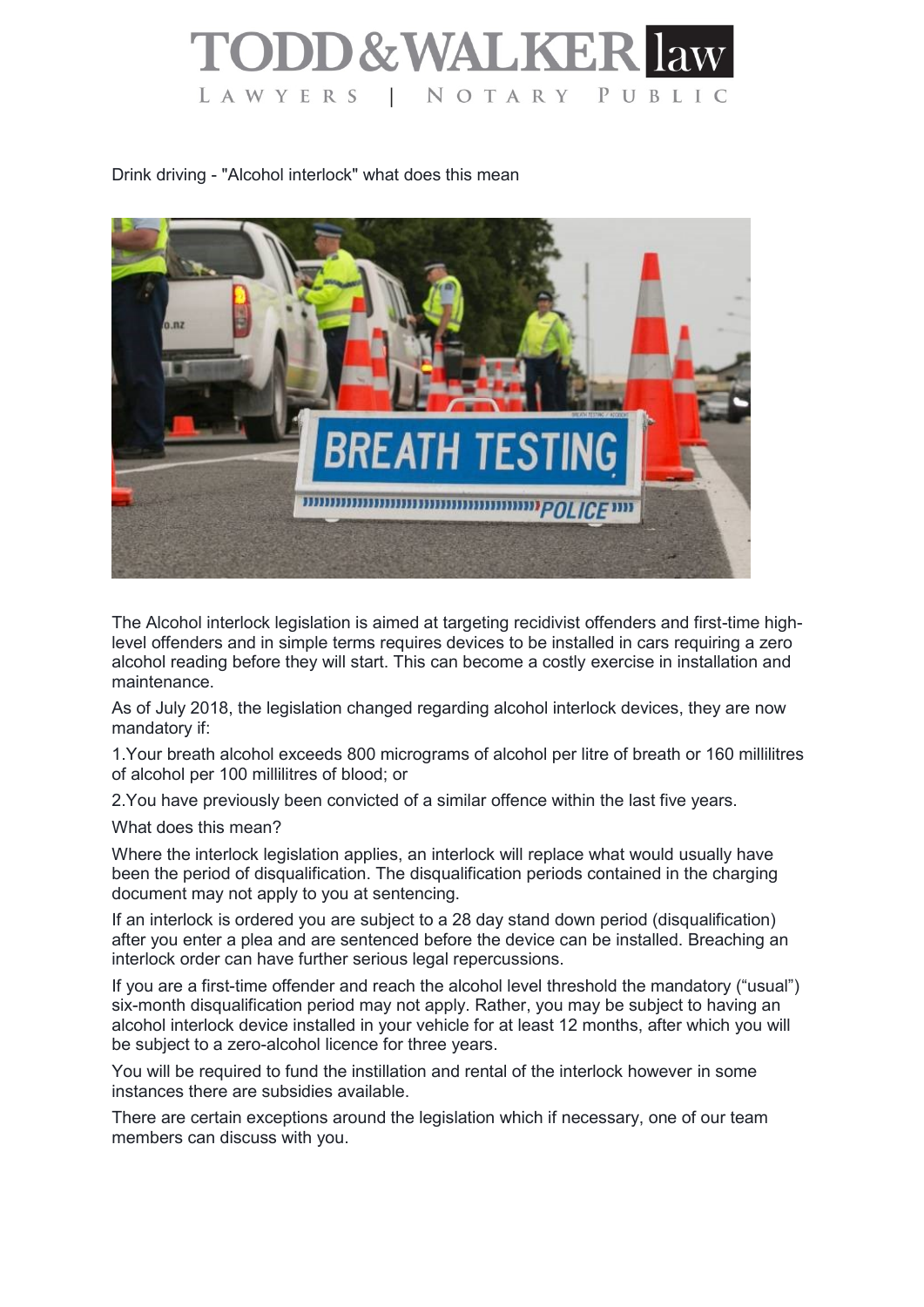# TODD & WALKER law

LAWYERS | NOTARY PUBLIC

Drink driving - "Alcohol interlock" what does this mean

The Alcohol interlock legislation is aimed at targeting recidivist offenders and first-time high-level offenders and in simple terms requires devices to be installed in cars requiring a zero alcohol reading before they will start. This can become a costly exercise in installation and maintenance.

As of July 2018, the legislation changed regarding alcohol interlock devices, they are now mandatory if:

1.Your breath alcohol exceeds 800 micrograms of alcohol per litre of breath or 160 millilitres of alcohol per 100 millilitres of blood; or

2.You have previously been convicted of a similar offence within the last five years.

What does this mean?

Where the interlock legislation applies, an interlock will replace what would usually have been the period of disqualification. The disqualification periods contained in the charging document may not apply to you at sentencing.

If an interlock is ordered you are subject to a 28 day stand down period (disqualification) after you enter a plea and are sentenced before the device can be installed. Breaching an interlock order can have further serious legal repercussions.

If you are a first-time offender and reach the alcohol level threshold the mandatory ("usual") six-month disqualification period may not apply. Rather, you may be subject to having an alcohol interlock device installed in your vehicle for at least 12 months, after which you will be subject to a zero-alcohol licence for three years.

You will be required to fund the instillation and rental of the interlock however in some instances there are subsidies available.

There are certain exceptions around the legislation which if necessary, one of our team members can discuss with you.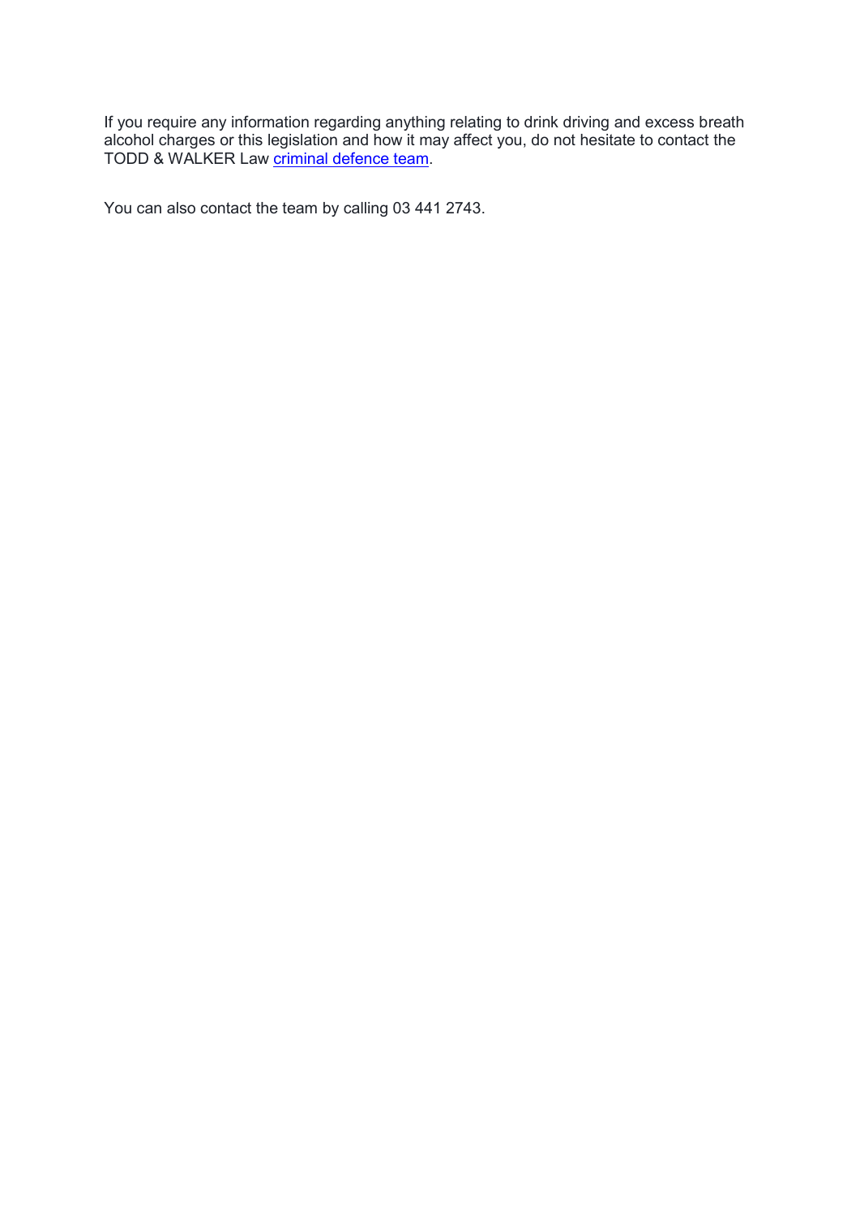If you require any information regarding anything relating to drink driving and excess breath alcohol charges or this legislation and how it may affect you, do not hesitate to contact the TODD & WALKER Law criminal defence team.

You can also contact the team by calling 03 441 2743.